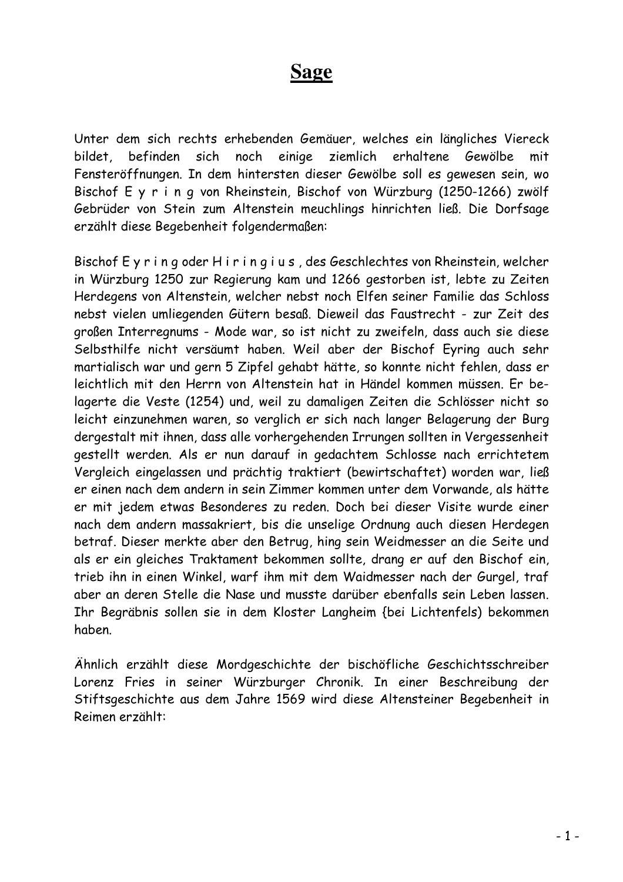# Sage

Unter dem sich rechts erhebenden Gemäuer, welches ein längliches Viereck bildet, befinden sich noch einige ziemlich erhaltene Gewölbe mit Fensteröffnungen. In dem hintersten dieser Gewölbe soll es gewesen sein, wo Bischof E y r i n g von Rheinstein, Bischof von Würzburg (1250-1266) zwölf Gebrüder von Stein zum Altenstein meuchlings hinrichten ließ. Die Dorfsage erzählt diese Begebenheit folgendermaßen:

Bischof E y r i n g oder H i r i n g i u s , des Geschlechtes von Rheinstein, welcher in Würzburg 1250 zur Regierung kam und 1266 gestorben ist, lebte zu Zeiten Herdegens von Altenstein, welcher nebst noch Elfen seiner Familie das Schloss nebst vielen umliegenden Gütern besaß. Dieweil das Faustrecht - zur Zeit des großen Interregnums - Mode war, so ist nicht zu zweifeln, dass auch sie diese Selbsthilfe nicht versäumt haben. Weil aber der Bischof Eyring auch sehr martialisch war und gern 5 Zipfel gehabt hätte, so konnte nicht fehlen, dass er leichtlich mit den Herrn von Altenstein hat in Händel kommen müssen. Er belagerte die Veste (1254) und, weil zu damaligen Zeiten die Schlösser nicht so leicht einzunehmen waren, so verglich er sich nach langer Belagerung der Burg dergestalt mit ihnen, dass alle vorhergehenden Irrungen sollten in Vergessenheit gestellt werden. Als er nun darauf in gedachtem Schlosse nach errichtetem Vergleich eingelassen und prächtig traktiert (bewirtschaftet) worden war, ließ er einen nach dem andern in sein Zimmer kommen unter dem Vorwande, als hätte er mit jedem etwas Besonderes zu reden. Doch bei dieser Visite wurde einer nach dem andern massakriert, bis die unselige Ordnung auch diesen Herdegen betraf. Dieser merkte aber den Betrug, hing sein Weidmesser an die Seite und als er ein gleiches Traktament bekommen sollte, drang er auf den Bischof ein, trieb ihn in einen Winkel, warf ihm mit dem Waidmesser nach der Gurgel, traf aber an deren Stelle die Nase und musste darüber ebenfalls sein Leben lassen. Ihr Begräbnis sollen sie in dem Kloster Langheim {bei Lichtenfels) bekommen haben.

Ähnlich erzählt diese Mordgeschichte der bischöfliche Geschichtsschreiber Lorenz Fries in seiner Würzburger Chronik. In einer Beschreibung der Stiftsgeschichte aus dem Jahre 1569 wird diese Altensteiner Begebenheit in Reimen erzählt: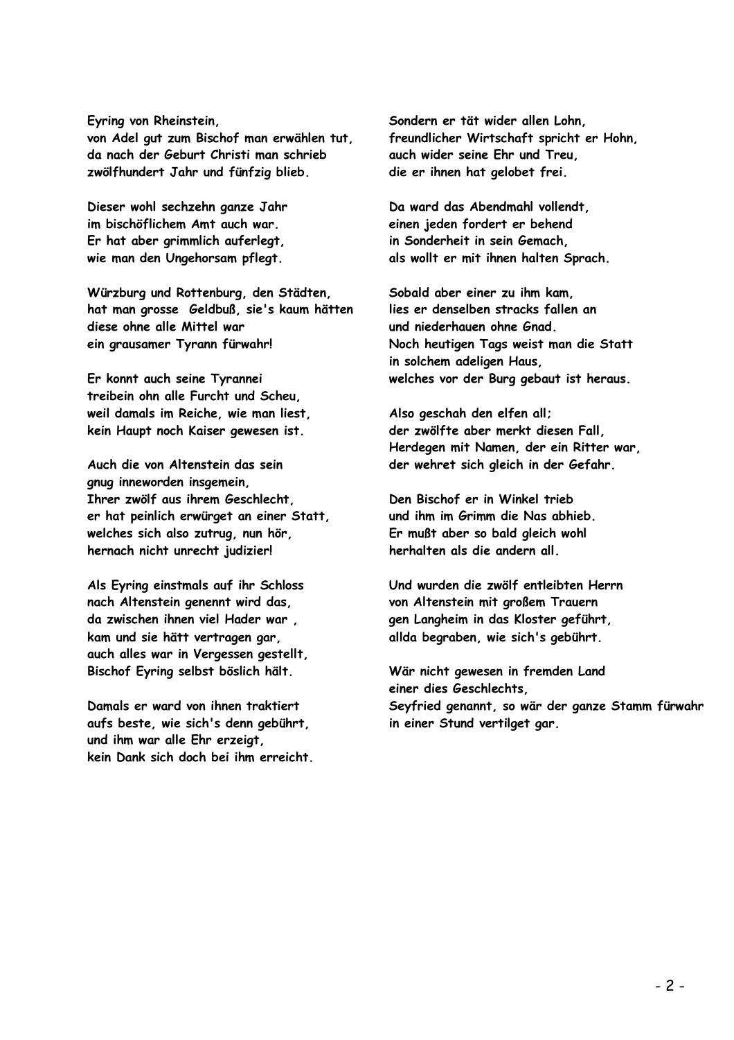**Eyring von Rheinstein,**
**von Adel gut zum Bischof man erwählen tut,**
**da nach der Geburt Christi man schrieb**
**zwölfhundert Jahr und fünfzig blieb.**

**Dieser wohl sechzehn ganze Jahr**
**im bischöflichem Amt auch war.**
**Er hat aber grimmlich auferlegt,**
**wie man den Ungehorsam pflegt.**

**Würzburg und Rottenburg, den Städten,**
**hat man grosse Geldbuß, sie's kaum hätten**
**diese ohne alle Mittel war**
**ein grausamer Tyrann fürwahr!**

**Er konnt auch seine Tyrannei**
**treibein ohn alle Furcht und Scheu,**
**weil damals im Reiche, wie man liest,**
**kein Haupt noch Kaiser gewesen ist.**

**Auch die von Altenstein das sein**
**gnug inneworden insgemein,**
**Ihrer zwölf aus ihrem Geschlecht,**
**er hat peinlich erwürget an einer Statt,**
**welches sich also zutrug, nun hör,**
**hernach nicht unrecht judizier!**

**Als Eyring einstmals auf ihr Schloss**
**nach Altenstein genennt wird das,**
**da zwischen ihnen viel Hader war ,**
**kam und sie hätt vertragen gar,**
**auch alles war in Vergessen gestellt,**
**Bischof Eyring selbst böslich hält.**

**Damals er ward von ihnen traktiert**
**aufs beste, wie sich's denn gebührt,**
**und ihm war alle Ehr erzeigt,**
**kein Dank sich doch bei ihm erreicht.**

**Sondern er tät wider allen Lohn,**
**freundlicher Wirtschaft spricht er Hohn,**
**auch wider seine Ehr und Treu,**
**die er ihnen hat gelobet frei.**

**Da ward das Abendmahl vollendt,**
**einen jeden fordert er behend**
**in Sonderheit in sein Gemach,**
**als wollt er mit ihnen halten Sprach.**

**Sobald aber einer zu ihm kam,**
**lies er denselben stracks fallen an**
**und niederhauen ohne Gnad.**
**Noch heutigen Tags weist man die Statt**
**in solchem adeligen Haus,**
**welches vor der Burg gebaut ist heraus.**

**Also geschah den elfen all;**
**der zwölfte aber merkt diesen Fall,**
**Herdegen mit Namen, der ein Ritter war,**
**der wehret sich gleich in der Gefahr.**

**Den Bischof er in Winkel trieb**
**und ihm im Grimm die Nas abhieb.**
**Er mußt aber so bald gleich wohl**
**herhalten als die andern all.**

**Und wurden die zwölf entleibten Herrn**
**von Altenstein mit großem Trauern**
**gen Langheim in das Kloster geführt,**
**allda begraben, wie sich's gebührt.**

**Wär nicht gewesen in fremden Land**
**einer dies Geschlechts,**
**Seyfried genannt, so wär der ganze Stamm fürwahr**
**in einer Stund vertilget gar.**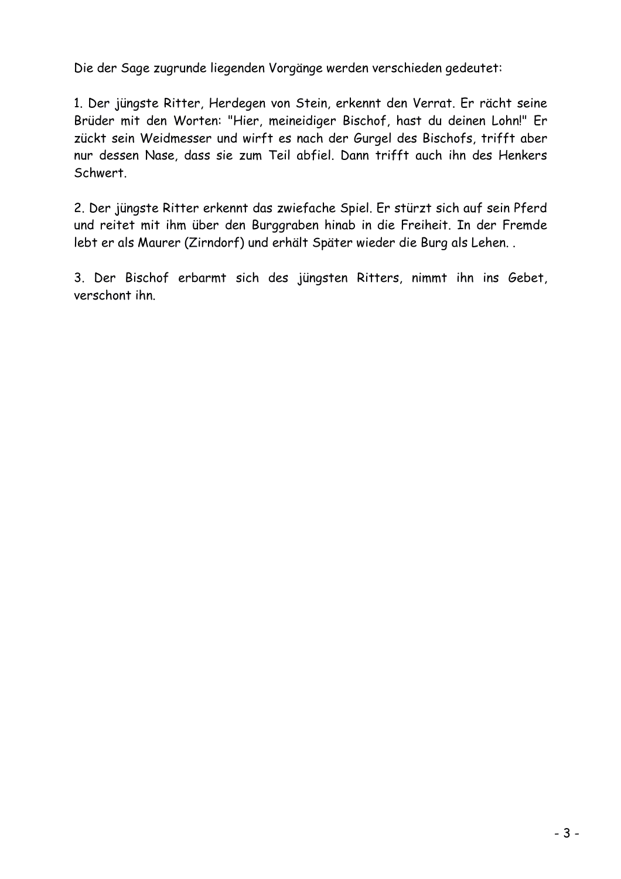Die der Sage zugrunde liegenden Vorgänge werden verschieden gedeutet:

1. Der jüngste Ritter, Herdegen von Stein, erkennt den Verrat. Er rächt seine Brüder mit den Worten: "Hier, meineidiger Bischof, hast du deinen Lohn!" Er zückt sein Weidmesser und wirft es nach der Gurgel des Bischofs, trifft aber nur dessen Nase, dass sie zum Teil abfiel. Dann trifft auch ihn des Henkers Schwert.

2. Der jüngste Ritter erkennt das zwiefache Spiel. Er stürzt sich auf sein Pferd und reitet mit ihm über den Burggraben hinab in die Freiheit. In der Fremde lebt er als Maurer (Zirndorf) und erhält Später wieder die Burg als Lehen. .

3. Der Bischof erbarmt sich des jüngsten Ritters, nimmt ihn ins Gebet, verschont ihn.